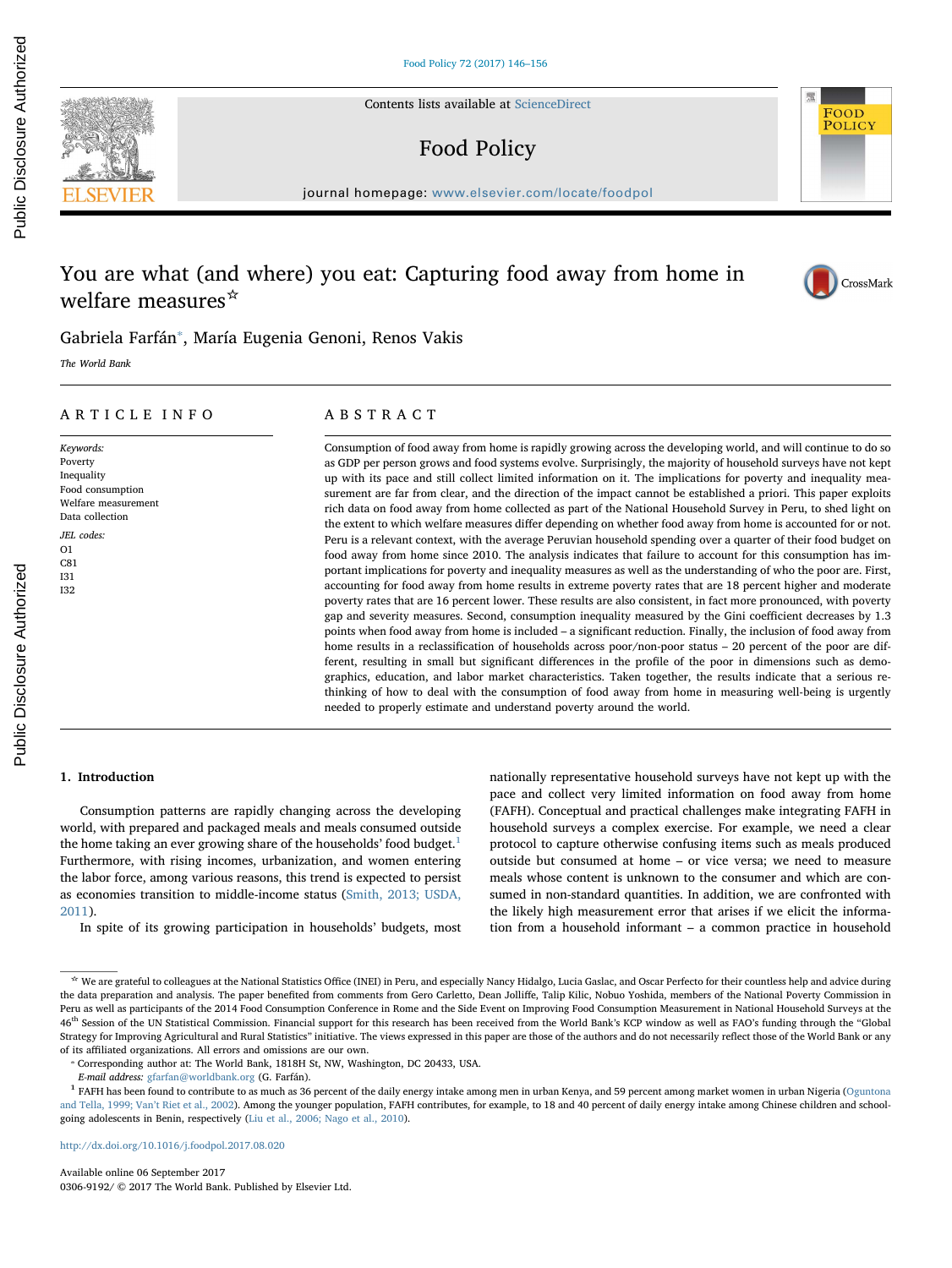# You are what (and where) you eat: Capturing food away from home in welfare measures☆

Gabriela Farfán*, María Eugenia Genoni, Renos Vakis

*The World Bank*

## ARTICLE INFO

*Keywords:*
Poverty
Inequality
Food consumption
Welfare measurement
Data collection

*JEL codes:*
O1
C81
I31
I32

## ABSTRACT

Consumption of food away from home is rapidly growing across the developing world, and will continue to do so as GDP per person grows and food systems evolve. Surprisingly, the majority of household surveys have not kept up with its pace and still collect limited information on it. The implications for poverty and inequality measurement are far from clear, and the direction of the impact cannot be established a priori. This paper exploits rich data on food away from home collected as part of the National Household Survey in Peru, to shed light on the extent to which welfare measures differ depending on whether food away from home is accounted for or not. Peru is a relevant context, with the average Peruvian household spending over a quarter of its food budget on food away from home since 2010. The analysis indicates that failure to account for this consumption has important implications for poverty and inequality measures as well as the understanding of who the poor are. First, accounting for food away from home results in extreme poverty rates that are 18 percent higher and moderate poverty rates that are 16 percent lower. These results are also consistent, in fact more pronounced, with poverty gap and severity measures. Second, consumption inequality measured by the Gini coefficient decreases by 1.3 points when food away from home is included – a significant reduction. Finally, the inclusion of food away from home results in a reclassification of households across poor/non-poor status – 20 percent of the poor are different, resulting in small but significant differences in the profile of the poor in dimensions such as demographics, education, and labor market characteristics. Taken together, the results indicate that a serious rethinking of how to deal with the consumption of food away from home in measuring well-being is urgently needed to properly estimate and understand poverty around the world.

## 1. Introduction

Consumption patterns are rapidly changing across the developing world, with prepared and packaged meals and meals consumed outside the home taking an ever growing share of the households' food budget.[1] Furthermore, with rising incomes, urbanization, and women entering the labor force, among various reasons, this trend is expected to persist as economies transition to middle-income status (Smith, 2013; USDA, 2011).

In spite of its growing participation in households' budgets, most nationally representative household surveys have not kept up with the pace and collect very limited information on food away from home (FAFH). Conceptual and practical challenges make integrating FAFH in household surveys a complex exercise. For example, we need a clear protocol to capture otherwise confusing items such as meals produced outside but consumed at home – or vice versa; we need to measure meals whose content is unknown to the consumer and which are consumed in non-standard quantities. In addition, we are confronted with the likely high measurement error that arises if we elicit the information from a household informant – a common practice in household

---

☆ We are grateful to colleagues at the National Statistics Office (INEI) in Peru, and especially Nancy Hidalgo, Lucia Gaslac, and Oscar Perfecto for their countless help and advice during the data preparation and analysis. The paper benefited from comments from Gero Carletto, Dean Jolliffe, Talip Kilic, Nobuo Yoshida, members of the National Poverty Commission in Peru as well as participants of the 2014 Food Consumption Conference in Rome and the Side Event on Improving Food Consumption Measurement in National Household Surveys at the 46th Session of the UN Statistical Commission. Financial support for this research has been received from the World Bank's KCP window as well as FAO's funding through the "Global Strategy for Improving Agricultural and Rural Statistics" initiative. The views expressed in this paper are those of the authors and do not necessarily reflect those of the World Bank or any of its affiliated organizations. All errors and omissions are our own.

\* Corresponding author at: The World Bank, 1818H St, NW, Washington, DC 20433, USA.

*E-mail address:* gfarfan@worldbank.org (G. Farfán).

[1] FAFH has been found to contribute to as much as 36 percent of the daily energy intake among men in urban Kenya, and 59 percent among market women in urban Nigeria (Oguntona and Tella, 1999; Van't Riet et al., 2002). Among the younger population, FAFH contributes, for example, to 18 and 40 percent of daily energy intake among Chinese children and school-going adolescents in Benin, respectively (Liu et al., 2006; Nago et al., 2010).

http://dx.doi.org/10.1016/j.foodpol.2017.08.020

Available online 06 September 2017
0306-9192/ © 2017 The World Bank. Published by Elsevier Ltd.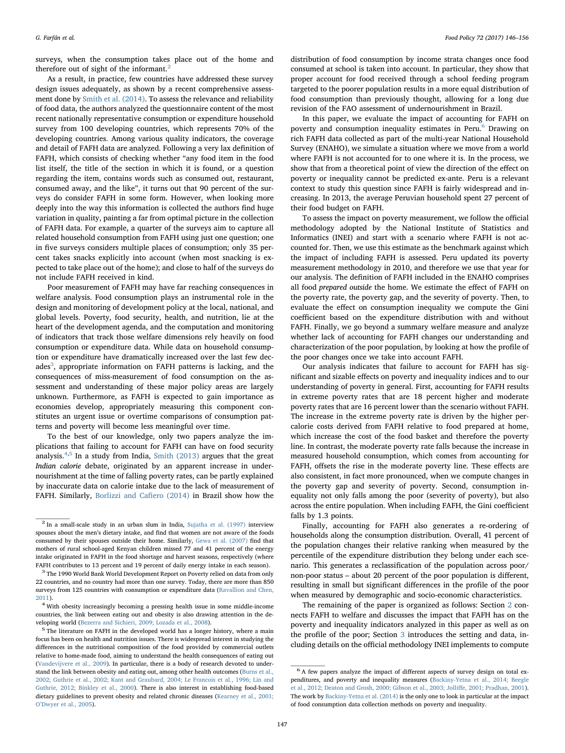surveys, when the consumption takes place out of the home and therefore out of sight of the informant.[2]

As a result, in practice, few countries have addressed these survey design issues adequately, as shown by a recent comprehensive assessment done by Smith et al. (2014). To assess the relevance and reliability of food data, the authors analyzed the questionnaire content of the most recent nationally representative consumption or expenditure household survey from 100 developing countries, which represents 70% of the developing countries. Among various quality indicators, the coverage and detail of FAFH data are analyzed. Following a very lax definition of FAFH, which consists of checking whether "any food item in the food list itself, the title of the section in which it is found, or a question regarding the item, contains words such as consumed out, restaurant, consumed away, and the like", it turns out that 90 percent of the surveys do consider FAFH in some form. However, when looking more deeply into the way this information is collected the authors find huge variation in quality, painting a far from optimal picture in the collection of FAFH data. For example, a quarter of the surveys aim to capture all related household consumption from FAFH using just one question; one in five surveys considers multiple places of consumption; only 35 percent takes snacks explicitly into account (when most snacking is expected to take place out of the home); and close to half of the surveys do not include FAFH received in kind.

Poor measurement of FAFH may have far reaching consequences in welfare analysis. Food consumption plays an instrumental role in the design and monitoring of development policy at the local, national, and global levels. Poverty, food security, health, and nutrition, lie at the heart of the development agenda, and the computation and monitoring of indicators that track those welfare dimensions rely heavily on food consumption or expenditure data. While data on household consumption or expenditure have dramatically increased over the last few decades[3], appropriate information on FAFH patterns is lacking, and the consequences of miss-measurement of food consumption on the assessment and understanding of these major policy areas are largely unknown. Furthermore, as FAFH is expected to gain importance as economies develop, appropriately measuring this component constitutes an urgent issue or overtime comparisons of consumption patterns and poverty will become less meaningful over time.

To the best of our knowledge, only two papers analyze the implications that failing to account for FAFH can have on food security analysis.[4,5] In a study from India, Smith (2013) argues that the great *Indian calorie* debate, originated by an apparent increase in undernourishment at the time of falling poverty rates, can be partly explained by inaccurate data on calorie intake due to the lack of measurement of FAFH. Similarly, Borlizzi and Cafiero (2014) in Brazil show how the distribution of food consumption by income strata changes once food consumed at school is taken into account. In particular, they show that proper account for food received through a school feeding program targeted to the poorer population results in a more equal distribution of food consumption than previously thought, allowing for a long due revision of the FAO assessment of undernourishment in Brazil.

In this paper, we evaluate the impact of accounting for FAFH on poverty and consumption inequality estimates in Peru.[6] Drawing on rich FAFH data collected as part of the multi-year National Household Survey (ENAHO), we simulate a situation where we move from a world where FAFH is not accounted for to one where it is. In the process, we show that from a theoretical point of view the direction of the effect on poverty or inequality cannot be predicted ex-ante. Peru is a relevant context to study this question since FAFH is fairly widespread and increasing. In 2013, the average Peruvian household spent 27 percent of their food budget on FAFH.

To assess the impact on poverty measurement, we follow the official methodology adopted by the National Institute of Statistics and Informatics (INEI) and start with a scenario where FAFH is not accounted for. Then, we use this estimate as the benchmark against which the impact of including FAFH is assessed. Peru updated its poverty measurement methodology in 2010, and therefore we use that year for our analysis. The definition of FAFH included in the ENAHO comprises all food *prepared outside* the home. We estimate the effect of FAFH on the poverty rate, the poverty gap, and the severity of poverty. Then, to evaluate the effect on consumption inequality we compute the Gini coefficient based on the expenditure distribution with and without FAFH. Finally, we go beyond a summary welfare measure and analyze whether lack of accounting for FAFH changes our understanding and characterization of the poor population, by looking at how the profile of the poor changes once we take into account FAFH.

Our analysis indicates that failure to account for FAFH has significant and sizable effects on poverty and inequality indices and to our understanding of poverty in general. First, accounting for FAFH results in extreme poverty rates that are 18 percent higher and moderate poverty rates that are 16 percent lower than the scenario without FAFH. The increase in the extreme poverty rate is driven by the higher per-calorie costs derived from FAFH relative to food prepared at home, which increase the cost of the food basket and therefore the poverty line. In contrast, the moderate poverty rate falls because the increase in measured household consumption, which comes from accounting for FAFH, offsets the rise in the moderate poverty line. These effects are also consistent, in fact more pronounced, when we compute changes in the poverty gap and severity of poverty. Second, consumption inequality not only falls among the poor (severity of poverty), but also across the entire population. When including FAFH, the Gini coefficient falls by 1.3 points.

Finally, accounting for FAFH also generates a re-ordering of households along the consumption distribution. Overall, 41 percent of the population changes their relative ranking when measured by the percentile of the expenditure distribution they belong under each scenario. This generates a reclassification of the population across poor/non-poor status – about 20 percent of the poor population is different, resulting in small but significant differences in the profile of the poor when measured by demographic and socio-economic characteristics.

The remaining of the paper is organized as follows: Section 2 connects FAFH to welfare and discusses the impact that FAFH has on the poverty and inequality indicators analyzed in this paper as well as on the profile of the poor; Section 3 introduces the setting and data, including details on the official methodology INEI implements to compute

---

[2] In a small-scale study in an urban slum in India, Sujatha et al. (1997) interview spouses about the men's dietary intake, and find that women are not aware of the foods consumed by their spouses outside their home. Similarly, Gewa et al. (2007) find that mothers of rural school-aged Kenyan children missed 77 and 41 percent of the energy intake originated in FAFH in the food shortage and harvest seasons, respectively (where FAFH contributes to 13 percent and 19 percent of daily energy intake in each season).

[3] The 1990 World Bank World Development Report on Poverty relied on data from only 22 countries, and no country had more than one survey. Today, there are more than 850 surveys from 125 countries with consumption or expenditure data (Ravallion and Chen, 2011).

[4] With obesity increasingly becoming a pressing health issue in some middle-income countries, the link between eating out and obesity is also drawing attention in the developing world (Bezerra and Sichieri, 2009; Lozada et al., 2008).

[5] The literature on FAFH in the developed world has a longer history, where a main focus has been on health and nutrition issues. There is widespread interest in studying the differences in the nutritional composition of the food provided by commercial outlets relative to home-made food, aiming to understand the health consequences of eating out (Vandevijvere et al., 2009). In particular, there is a body of research devoted to understand the link between obesity and eating out, among other health outcomes (Burns et al., 2002; Guthrie et al., 2002; Kant and Graubard, 2004; Le Francois et al., 1996; Lin and Guthrie, 2012; Binkley et al., 2000). There is also interest in establishing food-based dietary guidelines to prevent obesity and related chronic diseases (Kearney et al., 2001; O'Dwyer et al., 2005).

[6] A few papers analyze the impact of different aspects of survey design on total expenditures, and poverty and inequality measures (Backiny-Yetna et al., 2014; Beegle et al., 2012; Deaton and Grosh, 2000; Gibson et al., 2003; Jolliffe, 2001; Pradhan, 2001). The work by Backiny-Yetna et al. (2014) is the only one to look in particular at the impact of food consumption data collection methods on poverty and inequality.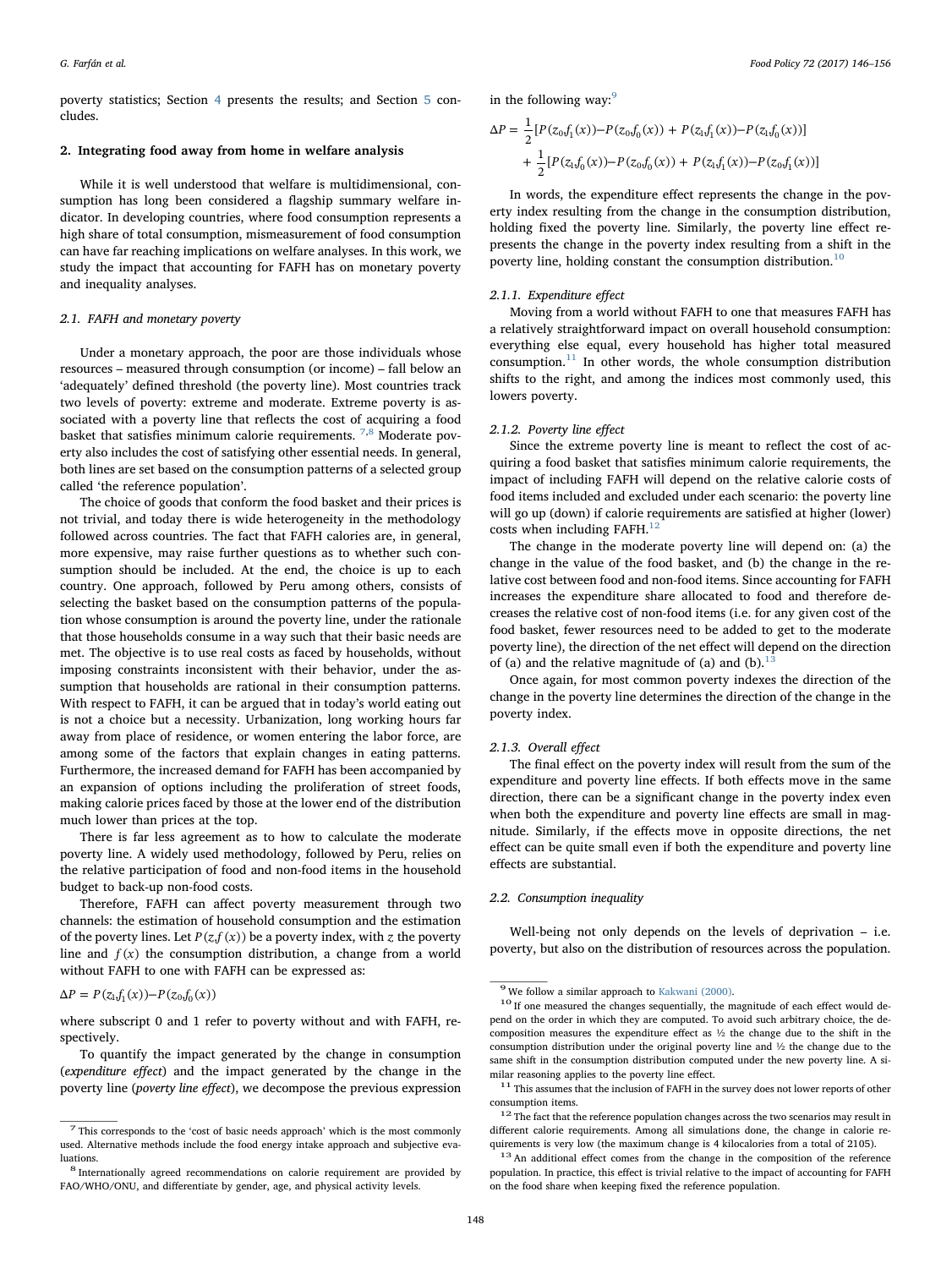poverty statistics; Section 4 presents the results; and Section 5 concludes.

## 2. Integrating food away from home in welfare analysis

While it is well understood that welfare is multidimensional, consumption has long been considered a flagship summary welfare indicator. In developing countries, where food consumption represents a high share of total consumption, mismeasurement of food consumption can have far reaching implications on welfare analyses. In this work, we study the impact that accounting for FAFH has on monetary poverty and inequality analyses.

### 2.1. FAFH and monetary poverty

Under a monetary approach, the poor are those individuals whose resources – measured through consumption (or income) – fall below an 'adequately' defined threshold (the poverty line). Most countries track two levels of poverty: extreme and moderate. Extreme poverty is associated with a poverty line that reflects the cost of acquiring a food basket that satisfies minimum calorie requirements. [7,8] Moderate poverty also includes the cost of satisfying other essential needs. In general, both lines are set based on the consumption patterns of a selected group called 'the reference population'.

The choice of goods that conform the food basket and their prices is not trivial, and today there is wide heterogeneity in the methodology followed across countries. The fact that FAFH calories are, in general, more expensive, may raise further questions as to whether such consumption should be included. At the end, the choice is up to each country. One approach, followed by Peru among others, consists of selecting the basket based on the consumption patterns of the population whose consumption is around the poverty line, under the rationale that those households consume in a way such that their basic needs are met. The objective is to use real costs as faced by households, without imposing constraints inconsistent with their behavior, under the assumption that households are rational in their consumption patterns. With respect to FAFH, it can be argued that in today's world eating out is not a choice but a necessity. Urbanization, long working hours far away from place of residence, or women entering the labor force, are among some of the factors that explain changes in eating patterns. Furthermore, the increased demand for FAFH has been accompanied by an expansion of options including the proliferation of street foods, making calorie prices faced by those at the lower end of the distribution much lower than prices at the top.

There is far less agreement as to how to calculate the moderate poverty line. A widely used methodology, followed by Peru, relies on the relative participation of food and non-food items in the household budget to back-up non-food costs.

Therefore, FAFH can affect poverty measurement through two channels: the estimation of household consumption and the estimation of the poverty lines. Let $P(z,f(x))$ be a poverty index, with $z$ the poverty line and $f(x)$ the consumption distribution, a change from a world without FAFH to one with FAFH can be expressed as:

$$\Delta P = P(z_1,f_1(x)) - P(z_0,f_0(x))$$

where subscript 0 and 1 refer to poverty without and with FAFH, respectively.

To quantify the impact generated by the change in consumption (*expenditure effect*) and the impact generated by the change in the poverty line (*poverty line effect*), we decompose the previous expression in the following way:[9]

$$\Delta P = \frac{1}{2}[P(z_0,f_1(x)) - P(z_0,f_0(x)) + P(z_1,f_1(x)) - P(z_1,f_0(x))] + \frac{1}{2}[P(z_1,f_0(x)) - P(z_0,f_0(x)) + P(z_1,f_1(x)) - P(z_0,f_1(x))]$$

In words, the expenditure effect represents the change in the poverty index resulting from the change in the consumption distribution, holding fixed the poverty line. Similarly, the poverty line effect represents the change in the poverty index resulting from a shift in the poverty line, holding constant the consumption distribution.[10]

#### 2.1.1. Expenditure effect

Moving from a world without FAFH to one that measures FAFH has a relatively straightforward impact on overall household consumption: everything else equal, every household has higher total measured consumption.[11] In other words, the whole consumption distribution shifts to the right, and among the indices most commonly used, this lowers poverty.

#### 2.1.2. Poverty line effect

Since the extreme poverty line is meant to reflect the cost of acquiring a food basket that satisfies minimum calorie requirements, the impact of including FAFH will depend on the relative calorie costs of food items included and excluded under each scenario: the poverty line will go up (down) if calorie requirements are satisfied at higher (lower) costs when including FAFH.[12]

The change in the moderate poverty line will depend on: (a) the change in the value of the food basket, and (b) the change in the relative cost between food and non-food items. Since accounting for FAFH increases the expenditure share allocated to food and therefore decreases the relative cost of non-food items (i.e. for any given cost of the food basket, fewer resources need to be added to get to the moderate poverty line), the direction of the net effect will depend on the direction of (a) and the relative magnitude of (a) and (b).[13]

Once again, for most common poverty indexes the direction of the change in the poverty line determines the direction of the change in the poverty index.

#### 2.1.3. Overall effect

The final effect on the poverty index will result from the sum of the expenditure and poverty line effects. If both effects move in the same direction, there can be a significant change in the poverty index even when both the expenditure and poverty line effects are small in magnitude. Similarly, if the effects move in opposite directions, the net effect can be quite small even if both the expenditure and poverty line effects are substantial.

### 2.2. Consumption inequality

Well-being not only depends on the levels of deprivation – i.e. poverty, but also on the distribution of resources across the population.

---

[7] This corresponds to the 'cost of basic needs approach' which is the most commonly used. Alternative methods include the food energy intake approach and subjective evaluations.

[8] Internationally agreed recommendations on calorie requirement are provided by FAO/WHO/ONU, and differentiate by gender, age, and physical activity levels.

[9] We follow a similar approach to Kakwani (2000).

[10] If one measured the changes sequentially, the magnitude of each effect would depend on the order in which they are computed. To avoid such arbitrary choice, the decomposition measures the expenditure effect as ½ the change due to the shift in the consumption distribution under the original poverty line and ½ the change due to the same shift in the consumption distribution computed under the new poverty line. A similar reasoning applies to the poverty line effect.

[11] This assumes that the inclusion of FAFH in the survey does not lower reports of other consumption items.

[12] The fact that the reference population changes across the two scenarios may result in different calorie requirements. Among all simulations done, the change in calorie requirements is very low (the maximum change is 4 kilocalories from a total of 2105).

[13] An additional effect comes from the change in the composition of the reference population. In practice, this effect is trivial relative to the impact of accounting for FAFH on the food share when keeping fixed the reference population.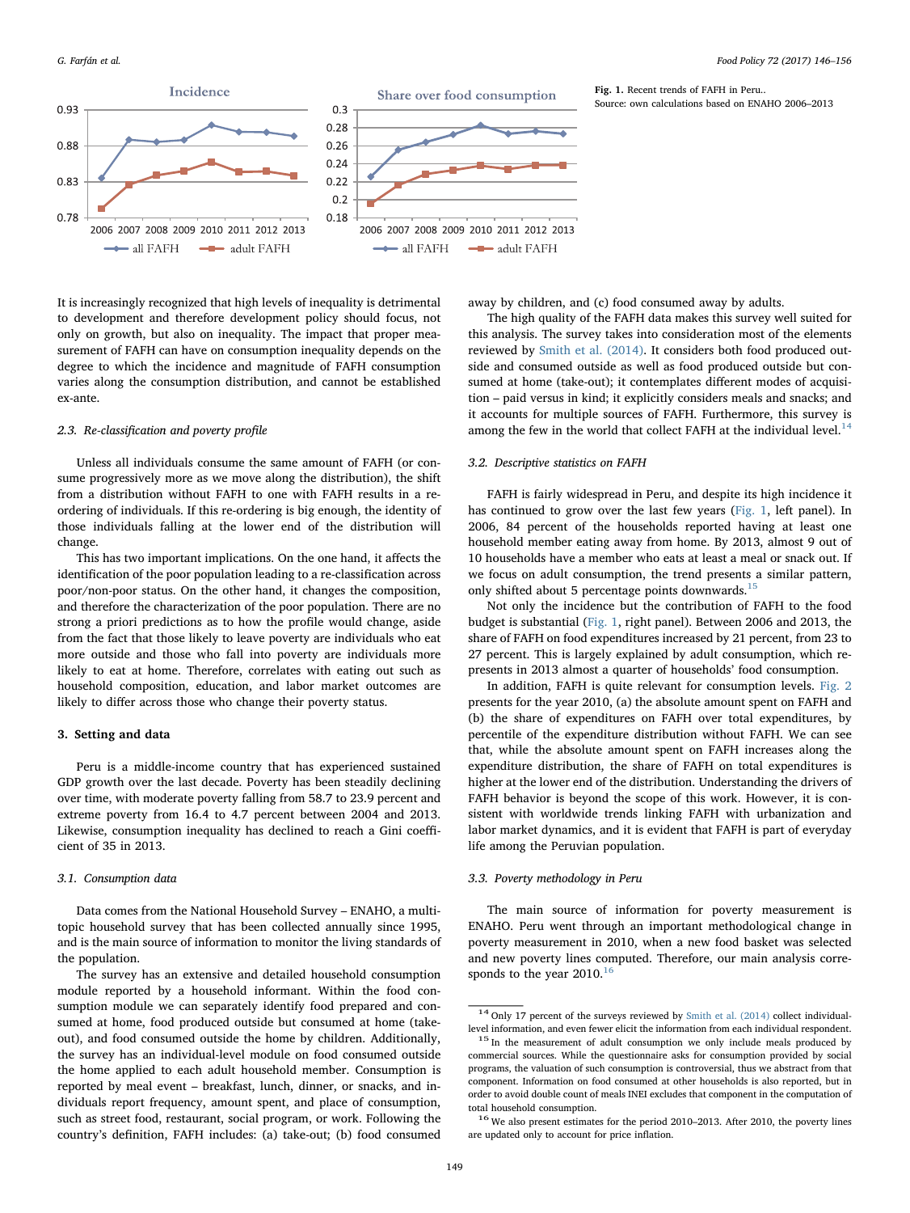Fig. 1. Recent trends of FAFH in Peru..
Source: own calculations based on ENAHO 2006–2013

It is increasingly recognized that high levels of inequality is detrimental to development and therefore development policy should focus, not only on growth, but also on inequality. The impact that proper measurement of FAFH can have on consumption inequality depends on the degree to which the incidence and magnitude of FAFH consumption varies along the consumption distribution, and cannot be established ex-ante.

### 2.3. Re-classification and poverty profile

Unless all individuals consume the same amount of FAFH (or consume progressively more as we move along the distribution), the shift from a distribution without FAFH to one with FAFH results in a re-ordering of individuals. If this re-ordering is big enough, the identity of those individuals falling at the lower end of the distribution will change.

This has two important implications. On the one hand, it affects the identification of the poor population leading to a re-classification across poor/non-poor status. On the other hand, it changes the composition, and therefore the characterization of the poor population. There are no strong a priori predictions as to how the profile would change, aside from the fact that those likely to leave poverty are individuals who eat more outside and those who fall into poverty are individuals more likely to eat at home. Therefore, correlates with eating out such as household composition, education, and labor market outcomes are likely to differ across those who change their poverty status.

## 3. Setting and data

Peru is a middle-income country that has experienced sustained GDP growth over the last decade. Poverty has been steadily declining over time, with moderate poverty falling from 58.7 to 23.9 percent and extreme poverty from 16.4 to 4.7 percent between 2004 and 2013. Likewise, consumption inequality has declined to reach a Gini coefficient of 35 in 2013.

### 3.1. Consumption data

Data comes from the National Household Survey – ENAHO, a multi-topic household survey that has been collected annually since 1995, and is the main source of information to monitor the living standards of the population.

The survey has an extensive and detailed household consumption module reported by a household informant. Within the food consumption module we can separately identify food prepared and consumed at home, food produced outside but consumed at home (take-out), and food consumed outside the home by children. Additionally, the survey has an individual-level module on food consumed outside the home applied to each adult household member. Consumption is reported by meal event – breakfast, lunch, dinner, or snacks, and individuals report frequency, amount spent, and place of consumption, such as street food, restaurant, social program, or work. Following the country's definition, FAFH includes: (a) take-out; (b) food consumed away by children, and (c) food consumed away by adults.

The high quality of the FAFH data makes this survey well suited for this analysis. The survey takes into consideration most of the elements reviewed by Smith et al. (2014). It considers both food produced outside and consumed outside as well as food produced outside but consumed at home (take-out); it contemplates different modes of acquisition – paid versus in kind; it explicitly considers meals and snacks; and it accounts for multiple sources of FAFH. Furthermore, this survey is among the few in the world that collect FAFH at the individual level.[14]

### 3.2. Descriptive statistics on FAFH

FAFH is fairly widespread in Peru, and despite its high incidence it has continued to grow over the last few years (Fig. 1, left panel). In 2006, 84 percent of the households reported having at least one household member eating away from home. By 2013, almost 9 out of 10 households have a member who eats at least a meal or snack out. If we focus on adult consumption, the trend presents a similar pattern, only shifted about 5 percentage points downwards.[15]

Not only the incidence but the contribution of FAFH to the food budget is substantial (Fig. 1, right panel). Between 2006 and 2013, the share of FAFH on food expenditures increased by 21 percent, from 23 to 27 percent. This is largely explained by adult consumption, which represents in 2013 almost a quarter of households' food consumption.

In addition, FAFH is quite relevant for consumption levels. Fig. 2 presents for the year 2010, (a) the absolute amount spent on FAFH and (b) the share of expenditures on FAFH over total expenditures, by percentile of the expenditure distribution without FAFH. We can see that, while the absolute amount spent on FAFH increases along the expenditure distribution, the share of FAFH on total expenditures is higher at the lower end of the distribution. Understanding the drivers of FAFH behavior is beyond the scope of this work. However, it is consistent with worldwide trends linking FAFH with urbanization and labor market dynamics, and it is evident that FAFH is part of everyday life among the Peruvian population.

### 3.3. Poverty methodology in Peru

The main source of information for poverty measurement is ENAHO. Peru went through an important methodological change in poverty measurement in 2010, when a new food basket was selected and new poverty lines computed. Therefore, our main analysis corresponds to the year 2010.[16]

---

[14] Only 17 percent of the surveys reviewed by Smith et al. (2014) collect individual-level information, and even fewer elicit the information from each individual respondent.

[15] In the measurement of adult consumption we only include meals produced by commercial sources. While the questionnaire asks for consumption provided by social programs, the valuation of such consumption is controversial, thus we abstract from that component. Information on food consumed at other households is also reported, but in order to avoid double count of meals INEI excludes that component in the computation of total household consumption.

[16] We also present estimates for the period 2010–2013. After 2010, the poverty lines are updated only to account for price inflation.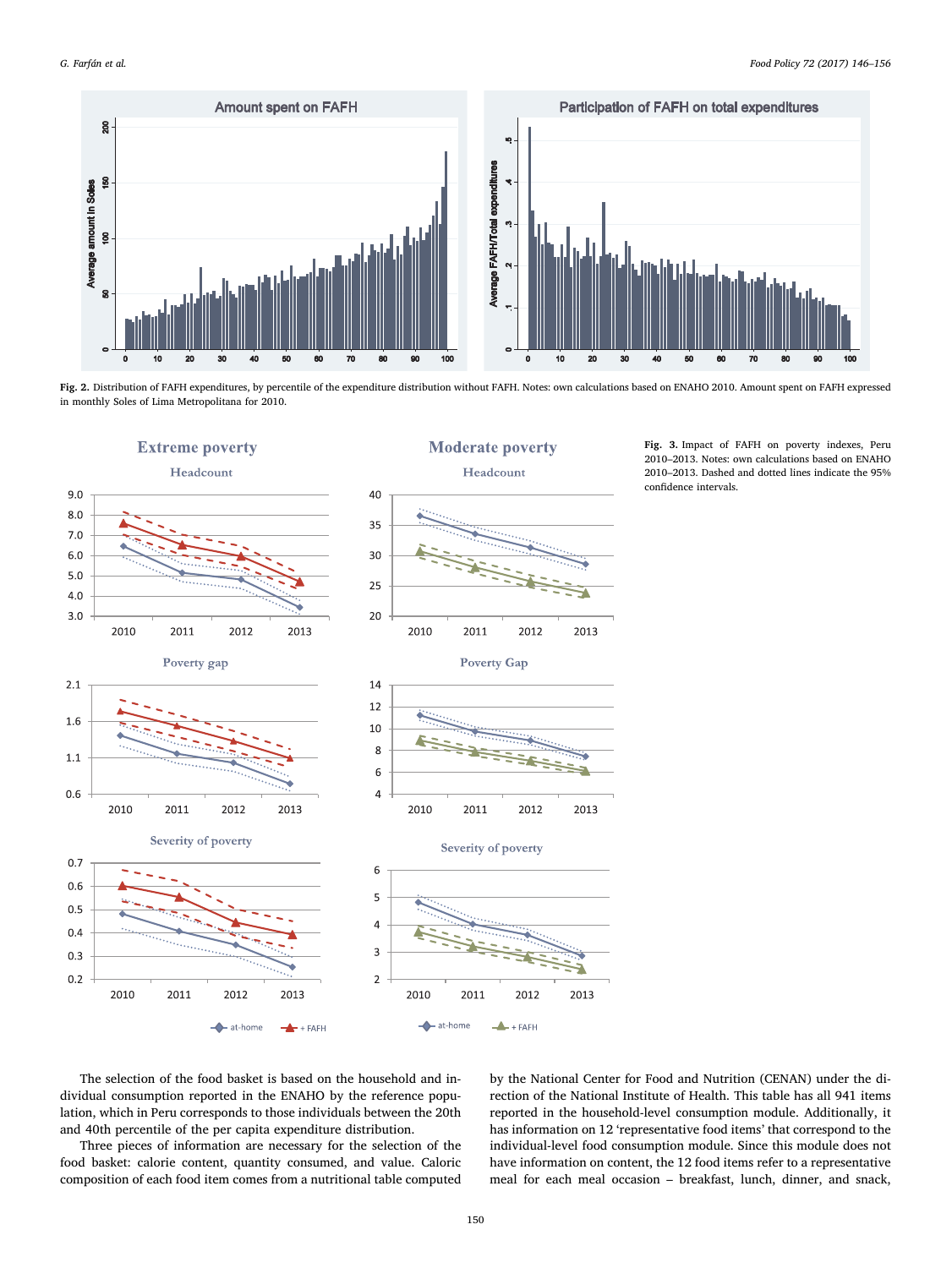**Fig. 2.** Distribution of FAFH expenditures, by percentile of the expenditure distribution without FAFH. Notes: own calculations based on ENAHO 2010. Amount spent on FAFH expressed in monthly Soles of Lima Metropolitana for 2010.

**Fig. 3.** Impact of FAFH on poverty indexes, Peru 2010–2013. Notes: own calculations based on ENAHO 2010–2013. Dashed and dotted lines indicate the 95% confidence intervals.

The selection of the food basket is based on the household and individual consumption reported in the ENAHO by the reference population, which in Peru corresponds to those individuals between the 20th and 40th percentile of the per capita expenditure distribution.

Three pieces of information are necessary for the selection of the food basket: calorie content, quantity consumed, and value. Caloric composition of each food item comes from a nutritional table computed by the National Center for Food and Nutrition (CENAN) under the direction of the National Institute of Health. This table has all 941 items reported in the household-level consumption module. Additionally, it has information on 12 'representative food items' that correspond to the individual-level food consumption module. Since this module does not have information on content, the 12 food items refer to a representative meal for each meal occasion – breakfast, lunch, dinner, and snack,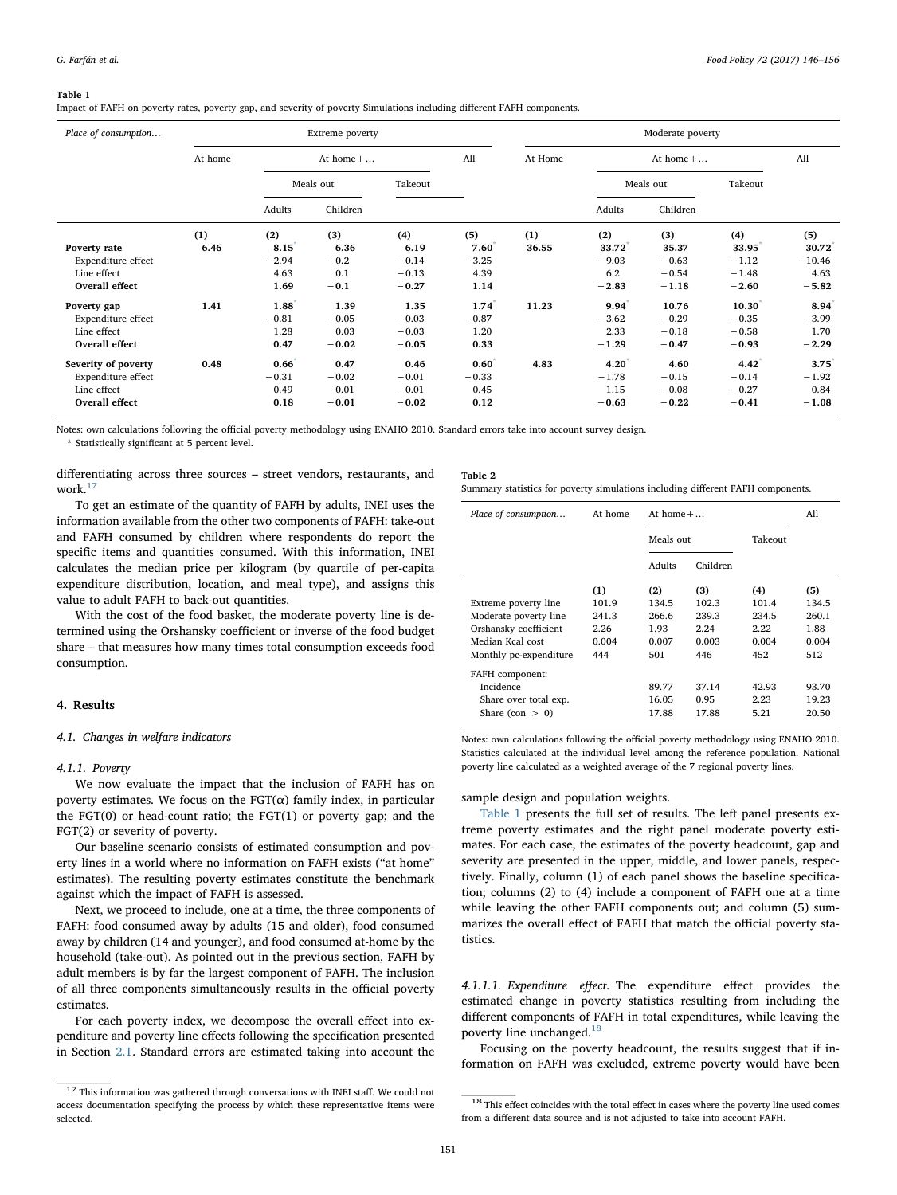**Table 1**
Impact of FAFH on poverty rates, poverty gap, and severity of poverty Simulations including different FAFH components.

| Place of consumption… | Extreme poverty | | | | | Moderate poverty | | | | |
|---|---|---|---|---|---|---|---|---|---|---|
| | At home | At home + … | | | All | At Home | At home + … | | | All |
| | | Meals out | | Takeout | | | Meals out | | Takeout | |
| | | Adults | Children | | | | Adults | Children | | |
| | (1) | (2) | (3) | (4) | (5) | (1) | (2) | (3) | (4) | (5) |
| **Poverty rate** | **6.46** | **8.15*** | **6.36** | **6.19** | **7.60*** | **36.55** | **33.72*** | **35.37** | **33.95*** | **30.72*** |
| Expenditure effect | | −2.94 | −0.2 | −0.14 | −3.25 | | −9.03 | −0.63 | −1.12 | −10.46 |
| Line effect | | 4.63 | 0.1 | −0.13 | 4.39 | | 6.2 | −0.54 | −1.48 | 4.63 |
| **Overall effect** | | **1.69** | **−0.1** | **−0.27** | **1.14** | | **−2.83** | **−1.18** | **−2.60** | **−5.82** |
| **Poverty gap** | **1.41** | **1.88*** | **1.39** | **1.35** | **1.74*** | **11.23** | **9.94*** | **10.76** | **10.30*** | **8.94*** |
| Expenditure effect | | −0.81 | −0.05 | −0.03 | −0.87 | | −3.62 | −0.29 | −0.35 | −3.99 |
| Line effect | | 1.28 | 0.03 | −0.03 | 1.20 | | 2.33 | −0.18 | −0.58 | 1.70 |
| **Overall effect** | | **0.47** | **−0.02** | **−0.05** | **0.33** | | **−1.29** | **−0.47** | **−0.93** | **−2.29** |
| **Severity of poverty** | **0.48** | **0.66*** | **0.47** | **0.46** | **0.60*** | **4.83** | **4.20*** | **4.60** | **4.42*** | **3.75*** |
| Expenditure effect | | −0.31 | −0.02 | −0.01 | −0.33 | | −1.78 | −0.15 | −0.14 | −1.92 |
| Line effect | | 0.49 | 0.01 | −0.01 | 0.45 | | 1.15 | −0.08 | −0.27 | 0.84 |
| **Overall effect** | | **0.18** | **−0.01** | **−0.02** | **0.12** | | **−0.63** | **−0.22** | **−0.41** | **−1.08** |

Notes: own calculations following the official poverty methodology using ENAHO 2010. Standard errors take into account survey design.
* Statistically significant at 5 percent level.

differentiating across three sources – street vendors, restaurants, and work.[17]

To get an estimate of the quantity of FAFH by adults, INEI uses the information available from the other two components of FAFH: take-out and FAFH consumed by children where respondents do report the specific items and quantities consumed. With this information, INEI calculates the median price per kilogram (by quartile of per-capita expenditure distribution, location, and meal type), and assigns this value to adult FAFH to back-out quantities.

With the cost of the food basket, the moderate poverty line is determined using the Orshansky coefficient or inverse of the food budget share – that measures how many times total consumption exceeds food consumption.

## 4. Results

### 4.1. Changes in welfare indicators

#### 4.1.1. Poverty

We now evaluate the impact that the inclusion of FAFH has on poverty estimates. We focus on the FGT(α) family index, in particular the FGT(0) or head-count ratio; the FGT(1) or poverty gap; and the FGT(2) or severity of poverty.

Our baseline scenario consists of estimated consumption and poverty lines in a world where no information on FAFH exists ("at home" estimates). The resulting poverty estimates constitute the benchmark against which the impact of FAFH is assessed.

Next, we proceed to include, one at a time, the three components of FAFH: food consumed away by adults (15 and older), food consumed away by children (14 and younger), and food consumed at-home by the household (take-out). As pointed out in the previous section, FAFH by adult members is by far the largest component of FAFH. The inclusion of all three components simultaneously results in the official poverty estimates.

For each poverty index, we decompose the overall effect into expenditure and poverty line effects following the specification presented in Section 2.1. Standard errors are estimated taking into account the sample design and population weights.

**Table 2**
Summary statistics for poverty simulations including different FAFH components.

| Place of consumption… | At home | At home + … | | | All |
|---|---|---|---|---|---|
| | | Meals out | | Takeout | |
| | | Adults | Children | | |
| | (1) | (2) | (3) | (4) | (5) |
| Extreme poverty line | 101.9 | 134.5 | 102.3 | 101.4 | 134.5 |
| Moderate poverty line | 241.3 | 266.6 | 239.3 | 234.5 | 260.1 |
| Orshansky coefficient | 2.26 | 1.93 | 2.24 | 2.22 | 1.88 |
| Median Kcal cost | 0.004 | 0.007 | 0.003 | 0.004 | 0.004 |
| Monthly pc-expenditure | 444 | 501 | 446 | 452 | 512 |
| FAFH component: | | | | | |
| Incidence | | 89.77 | 37.14 | 42.93 | 93.70 |
| Share over total exp. | | 16.05 | 0.95 | 2.23 | 19.23 |
| Share (con > 0) | | 17.88 | 17.88 | 5.21 | 20.50 |

Notes: own calculations following the official poverty methodology using ENAHO 2010. Statistics calculated at the individual level among the reference population. National poverty line calculated as a weighted average of the 7 regional poverty lines.

Table 1 presents the full set of results. The left panel presents extreme poverty estimates and the right panel moderate poverty estimates. For each case, the estimates of the poverty headcount, gap and severity are presented in the upper, middle, and lower panels, respectively. Finally, column (1) of each panel shows the baseline specification; columns (2) to (4) include a component of FAFH one at a time while leaving the other FAFH components out; and column (5) summarizes the overall effect of FAFH that match the official poverty statistics.

*4.1.1.1. Expenditure effect.* The expenditure effect provides the estimated change in poverty statistics resulting from including the different components of FAFH in total expenditures, while leaving the poverty line unchanged.[18]

Focusing on the poverty headcount, the results suggest that if information on FAFH was excluded, extreme poverty would have been

[17] This information was gathered through conversations with INEI staff. We could not access documentation specifying the process by which these representative items were selected.

[18] This effect coincides with the total effect in cases where the poverty line used comes from a different data source and is not adjusted to take into account FAFH.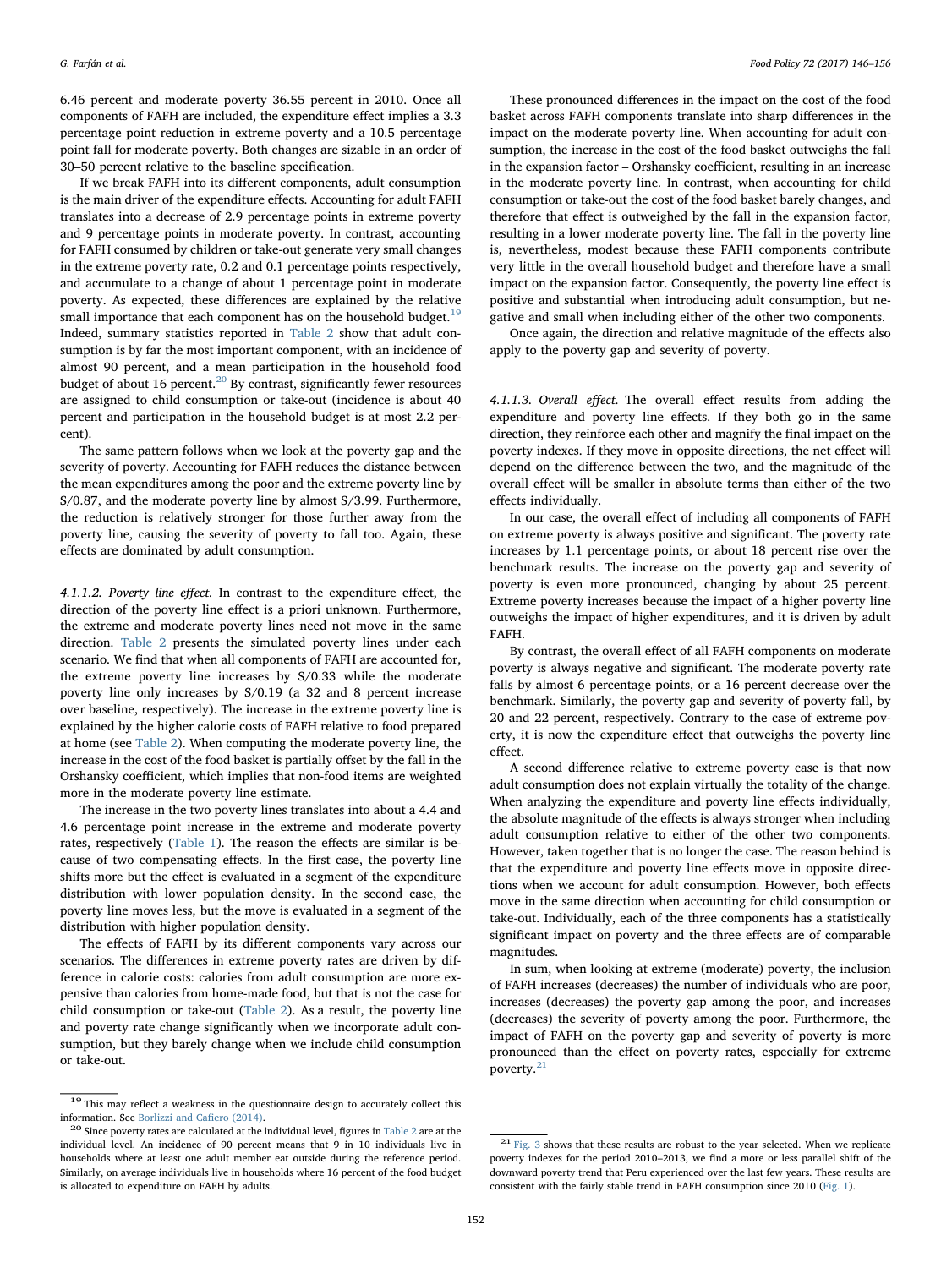6.46 percent and moderate poverty 36.55 percent in 2010. Once all components of FAFH are included, the expenditure effect implies a 3.3 percentage point reduction in extreme poverty and a 10.5 percentage point fall for moderate poverty. Both changes are sizable in an order of 30–50 percent relative to the baseline specification.

If we break FAFH into its different components, adult consumption is the main driver of the expenditure effects. Accounting for adult FAFH translates into a decrease of 2.9 percentage points in extreme poverty and 9 percentage points in moderate poverty. In contrast, accounting for FAFH consumed by children or take-out generate very small changes in the extreme poverty rate, 0.2 and 0.1 percentage points respectively, and accumulate to a change of about 1 percentage point in moderate poverty. As expected, these differences are explained by the relative small importance that each component has on the household budget.[19] Indeed, summary statistics reported in Table 2 show that adult consumption is by far the most important component, with an incidence of almost 90 percent, and a mean participation in the household food budget of about 16 percent.[20] By contrast, significantly fewer resources are assigned to child consumption or take-out (incidence is about 40 percent and participation in the household budget is at most 2.2 percent).

The same pattern follows when we look at the poverty gap and the severity of poverty. Accounting for FAFH reduces the distance between the mean expenditures among the poor and the extreme poverty line by S/0.87, and the moderate poverty line by almost S/3.99. Furthermore, the reduction is relatively stronger for those further away from the poverty line, causing the severity of poverty to fall too. Again, these effects are dominated by adult consumption.

*4.1.1.2. Poverty line effect.* In contrast to the expenditure effect, the direction of the poverty line effect is a priori unknown. Furthermore, the extreme and moderate poverty lines need not move in the same direction. Table 2 presents the simulated poverty lines under each scenario. We find that when all components of FAFH are accounted for, the extreme poverty line increases by S/0.33 while the moderate poverty line only increases by S/0.19 (a 32 and 8 percent increase over baseline, respectively). The increase in the extreme poverty line is explained by the higher calorie costs of FAFH relative to food prepared at home (see Table 2). When computing the moderate poverty line, the increase in the cost of the food basket is partially offset by the fall in the Orshansky coefficient, which implies that non-food items are weighted more in the moderate poverty line estimate.

The increase in the two poverty lines translates into about a 4.4 and 4.6 percentage point increase in the extreme and moderate poverty rates, respectively (Table 1). The reason the effects are similar is because of two compensating effects. In the first case, the poverty line shifts more but the effect is evaluated in a segment of the expenditure distribution with lower population density. In the second case, the poverty line moves less, but the move is evaluated in a segment of the distribution with higher population density.

The effects of FAFH by its different components vary across our scenarios. The differences in extreme poverty rates are driven by difference in calorie costs: calories from adult consumption are more expensive than calories from home-made food, but that is not the case for child consumption or take-out (Table 2). As a result, the poverty line and poverty rate change significantly when we incorporate adult consumption, but they barely change when we include child consumption or take-out.

These pronounced differences in the impact on the cost of the food basket across FAFH components translate into sharp differences in the impact on the moderate poverty line. When accounting for adult consumption, the increase in the cost of the food basket outweighs the fall in the expansion factor – Orshansky coefficient, resulting in an increase in the moderate poverty line. In contrast, when accounting for child consumption or take-out the cost of the food basket barely changes, and therefore that effect is outweighed by the fall in the expansion factor, resulting in a lower moderate poverty line. The fall in the poverty line is, nevertheless, modest because these FAFH components contribute very little in the overall household budget and therefore have a small impact on the expansion factor. Consequently, the poverty line effect is positive and substantial when introducing adult consumption, but negative and small when including either of the other two components.

Once again, the direction and relative magnitude of the effects also apply to the poverty gap and severity of poverty.

*4.1.1.3. Overall effect.* The overall effect results from adding the expenditure and poverty line effects. If they both go in the same direction, they reinforce each other and magnify the final impact on the poverty indexes. If they move in opposite directions, the net effect will depend on the difference between the two, and the magnitude of the overall effect will be smaller in absolute terms than either of the two effects individually.

In our case, the overall effect of including all components of FAFH on extreme poverty is always positive and significant. The poverty rate increases by 1.1 percentage points, or about 18 percent rise over the benchmark results. The increase on the poverty gap and severity of poverty is even more pronounced, changing by about 25 percent. Extreme poverty increases because the impact of a higher poverty line outweighs the impact of higher expenditures, and it is driven by adult FAFH.

By contrast, the overall effect of all FAFH components on moderate poverty is always negative and significant. The moderate poverty rate falls by almost 6 percentage points, or a 16 percent decrease over the benchmark. Similarly, the poverty gap and severity of poverty fall, by 20 and 22 percent, respectively. Contrary to the case of extreme poverty, it is now the expenditure effect that outweighs the poverty line effect.

A second difference relative to extreme poverty case is that now adult consumption does not explain virtually the totality of the change. When analyzing the expenditure and poverty line effects individually, the absolute magnitude of the effects is always stronger when including adult consumption relative to either of the other two components. However, taken together that is no longer the case. The reason behind is that the expenditure and poverty line effects move in opposite directions when we account for adult consumption. However, both effects move in the same direction when accounting for child consumption or take-out. Individually, each of the three components has a statistically significant impact on poverty and the three effects are of comparable magnitudes.

In sum, when looking at extreme (moderate) poverty, the inclusion of FAFH increases (decreases) the number of individuals who are poor, increases (decreases) the poverty gap among the poor, and increases (decreases) the severity of poverty among the poor. Furthermore, the impact of FAFH on the poverty gap and severity of poverty is more pronounced than the effect on poverty rates, especially for extreme poverty.[21]

---

[19] This may reflect a weakness in the questionnaire design to accurately collect this information. See Borlizzi and Cafiero (2014).

[20] Since poverty rates are calculated at the individual level, figures in Table 2 are at the individual level. An incidence of 90 percent means that 9 in 10 individuals live in households where at least one adult member eat outside during the reference period. Similarly, on average individuals live in households where 16 percent of the food budget is allocated to expenditure on FAFH by adults.

[21] Fig. 3 shows that these results are robust to the year selected. When we replicate poverty indexes for the period 2010–2013, we find a more or less parallel shift of the downward poverty trend that Peru experienced over the last few years. These results are consistent with the fairly stable trend in FAFH consumption since 2010 (Fig. 1).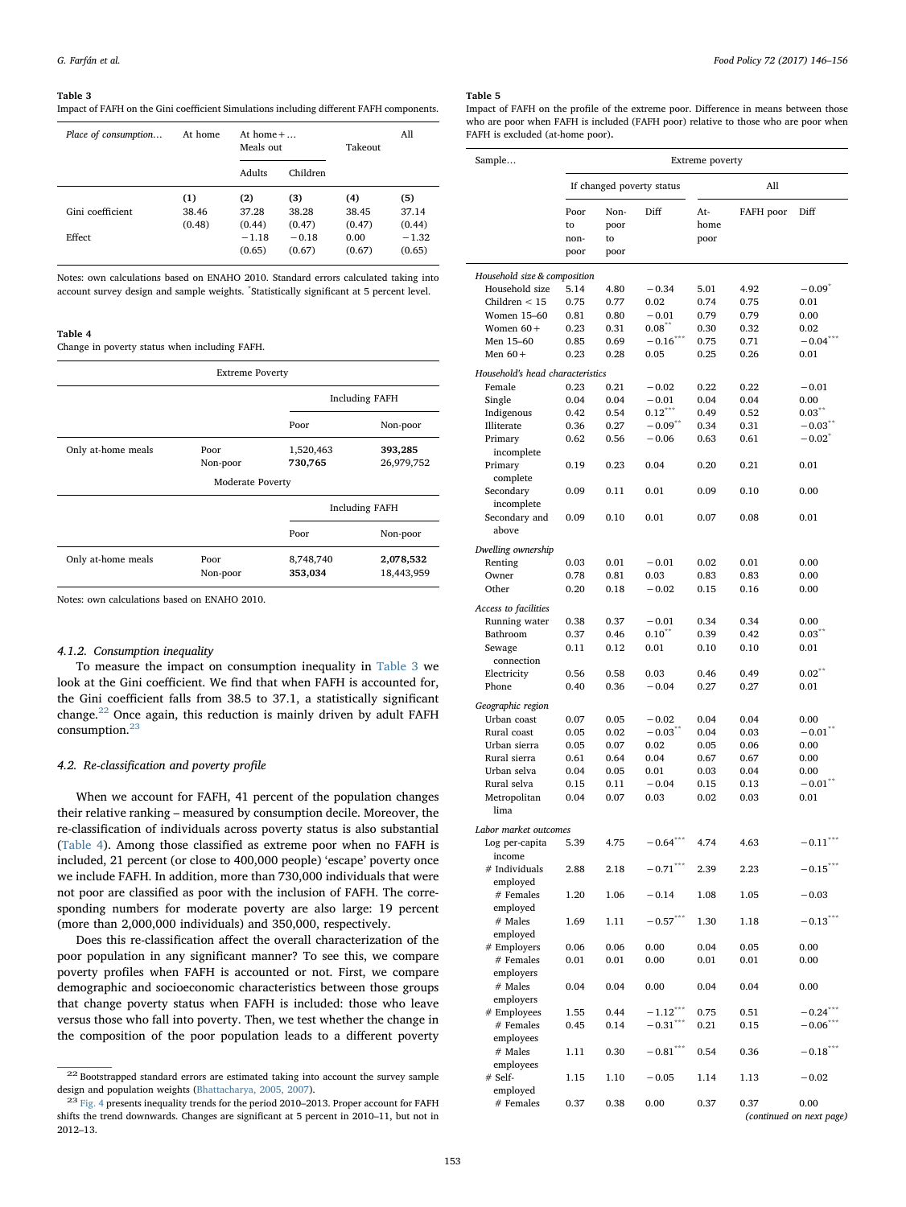**Table 3**
Impact of FAFH on the Gini coefficient Simulations including different FAFH components.

| Place of consumption... | At home | At home + ... Meals out | | Takeout | All |
|---|---|---|---|---|---|
| | | Adults | Children | | |
| | (1) | (2) | (3) | (4) | (5) |
| Gini coefficient | 38.46 | 37.28 | 38.28 | 38.45 | 37.14 |
| | (0.48) | (0.44) | (0.47) | (0.47) | (0.44) |
| Effect | | −1.18 | −0.18 | 0.00 | −1.32 |
| | | (0.65) | (0.67) | (0.67) | (0.65) |

Notes: own calculations based on ENAHO 2010. Standard errors calculated taking into account survey design and sample weights. *Statistically significant at 5 percent level.

**Table 4**
Change in poverty status when including FAFH.

| Extreme Poverty | | | |
|---|---|---|---|
| | | Including FAFH | |
| | | Poor | Non-poor |
| Only at-home meals | Poor | 1,520,463 | **393,285** |
| | Non-poor | **730,765** | 26,979,752 |
| **Moderate Poverty** | | | |
| | | Including FAFH | |
| | | Poor | Non-poor |
| Only at-home meals | Poor | 8,748,740 | **2,078,532** |
| | Non-poor | **353,034** | 18,443,959 |

Notes: own calculations based on ENAHO 2010.

#### 4.1.2. Consumption inequality

To measure the impact on consumption inequality in Table 3 we look at the Gini coefficient. We find that when FAFH is accounted for, the Gini coefficient falls from 38.5 to 37.1, a statistically significant change.[22] Once again, this reduction is mainly driven by adult FAFH consumption.[23]

### 4.2. Re-classification and poverty profile

When we account for FAFH, 41 percent of the population changes their relative ranking – measured by consumption decile. Moreover, the re-classification of individuals across poverty status is also substantial (Table 4). Among those classified as extreme poor when no FAFH is included, 21 percent (or close to 400,000 people) 'escape' poverty once we include FAFH. In addition, more than 730,000 individuals that were not poor are classified as poor with the inclusion of FAFH. The corresponding numbers for moderate poverty are also large: 19 percent (more than 2,000,000 individuals) and 350,000, respectively.

Does this re-classification affect the overall characterization of the poor population in any significant manner? To see this, we compare poverty profiles when FAFH is accounted or not. First, we compare demographic and socioeconomic characteristics between those groups that change poverty status when FAFH is included: those who leave versus those who fall into poverty. Then, we test whether the change in the composition of the poor population leads to a different poverty

[22] Bootstrapped standard errors are estimated taking into account the survey sample design and population weights (Bhattacharya, 2005, 2007).

[23] Fig. 4 presents inequality trends for the period 2010–2013. Proper account for FAFH shifts the trend downwards. Changes are significant at 5 percent in 2010–11, but not in 2012–13.

**Table 5**
Impact of FAFH on the profile of the extreme poor. Difference in means between those who are poor when FAFH is included (FAFH poor) relative to those who are poor when FAFH is excluded (at-home poor).

| Sample... | Extreme poverty | | | | | |
|---|---|---|---|---|---|---|
| | If changed poverty status | | | All | | |
| | Poor to non-poor | Non-poor to poor | Diff | At-home poor | FAFH poor | Diff |
| *Household size & composition* | | | | | | |
| Household size | 5.14 | 4.80 | −0.34 | 5.01 | 4.92 | −0.09* |
| Children < 15 | 0.75 | 0.77 | 0.02 | 0.74 | 0.75 | 0.01 |
| Women 15–60 | 0.81 | 0.80 | −0.01 | 0.79 | 0.79 | 0.00 |
| Women 60+ | 0.23 | 0.31 | 0.08** | 0.30 | 0.32 | 0.02 |
| Men 15–60 | 0.85 | 0.69 | −0.16*** | 0.75 | 0.71 | −0.04*** |
| Men 60+ | 0.23 | 0.28 | 0.05 | 0.25 | 0.26 | 0.01 |
| *Household's head characteristics* | | | | | | |
| Female | 0.23 | 0.21 | −0.02 | 0.22 | 0.22 | −0.01 |
| Single | 0.04 | 0.04 | −0.01 | 0.04 | 0.04 | 0.00 |
| Indigenous | 0.42 | 0.54 | 0.12*** | 0.49 | 0.52 | 0.03** |
| Illiterate | 0.36 | 0.27 | −0.09** | 0.34 | 0.31 | −0.03** |
| Primary incomplete | 0.62 | 0.56 | −0.06 | 0.63 | 0.61 | −0.02* |
| Primary complete | 0.19 | 0.23 | 0.04 | 0.20 | 0.21 | 0.01 |
| Secondary incomplete | 0.09 | 0.11 | 0.01 | 0.09 | 0.10 | 0.00 |
| Secondary and above | 0.09 | 0.10 | 0.01 | 0.07 | 0.08 | 0.01 |
| *Dwelling ownership* | | | | | | |
| Renting | 0.03 | 0.01 | −0.01 | 0.02 | 0.01 | 0.00 |
| Owner | 0.78 | 0.81 | 0.03 | 0.83 | 0.83 | 0.00 |
| Other | 0.20 | 0.18 | −0.02 | 0.15 | 0.16 | 0.00 |
| *Access to facilities* | | | | | | |
| Running water | 0.38 | 0.37 | −0.01 | 0.34 | 0.34 | 0.00 |
| Bathroom | 0.37 | 0.46 | 0.10** | 0.39 | 0.42 | 0.03** |
| Sewage connection | 0.11 | 0.12 | 0.01 | 0.10 | 0.10 | 0.01 |
| Electricity | 0.56 | 0.58 | 0.03 | 0.46 | 0.49 | 0.02** |
| Phone | 0.40 | 0.36 | −0.04 | 0.27 | 0.27 | 0.01 |
| *Geographic region* | | | | | | |
| Urban coast | 0.07 | 0.05 | −0.02 | 0.04 | 0.04 | 0.00 |
| Rural coast | 0.05 | 0.02 | −0.03** | 0.04 | 0.03 | −0.01** |
| Urban sierra | 0.05 | 0.07 | 0.02 | 0.05 | 0.06 | 0.00 |
| Rural sierra | 0.61 | 0.64 | 0.04 | 0.67 | 0.67 | 0.00 |
| Urban selva | 0.04 | 0.05 | 0.01 | 0.03 | 0.04 | 0.00 |
| Rural selva | 0.15 | 0.11 | −0.04 | 0.15 | 0.13 | −0.01** |
| Metropolitan lima | 0.04 | 0.07 | 0.03 | 0.02 | 0.03 | 0.01 |
| *Labor market outcomes* | | | | | | |
| Log per-capita income | 5.39 | 4.75 | −0.64*** | 4.74 | 4.63 | −0.11*** |
| # Individuals employed | 2.88 | 2.18 | −0.71*** | 2.39 | 2.23 | −0.15*** |
| # Females employed | 1.20 | 1.06 | −0.14 | 1.08 | 1.05 | −0.03 |
| # Males employed | 1.69 | 1.11 | −0.57*** | 1.30 | 1.18 | −0.13*** |
| # Employers | 0.06 | 0.06 | 0.00 | 0.04 | 0.05 | 0.00 |
| # Females employers | 0.01 | 0.01 | 0.00 | 0.01 | 0.01 | 0.00 |
| # Males employers | 0.04 | 0.04 | 0.00 | 0.04 | 0.04 | 0.00 |
| # Employees | 1.55 | 0.44 | −1.12*** | 0.75 | 0.51 | −0.24*** |
| # Females employees | 0.45 | 0.14 | −0.31*** | 0.21 | 0.15 | −0.06*** |
| # Males employees | 1.11 | 0.30 | −0.81*** | 0.54 | 0.36 | −0.18*** |
| # Self-employed | 1.15 | 1.10 | −0.05 | 1.14 | 1.13 | −0.02 |
| # Females | 0.37 | 0.38 | 0.00 | 0.37 | 0.37 | 0.00 |

*(continued on next page)*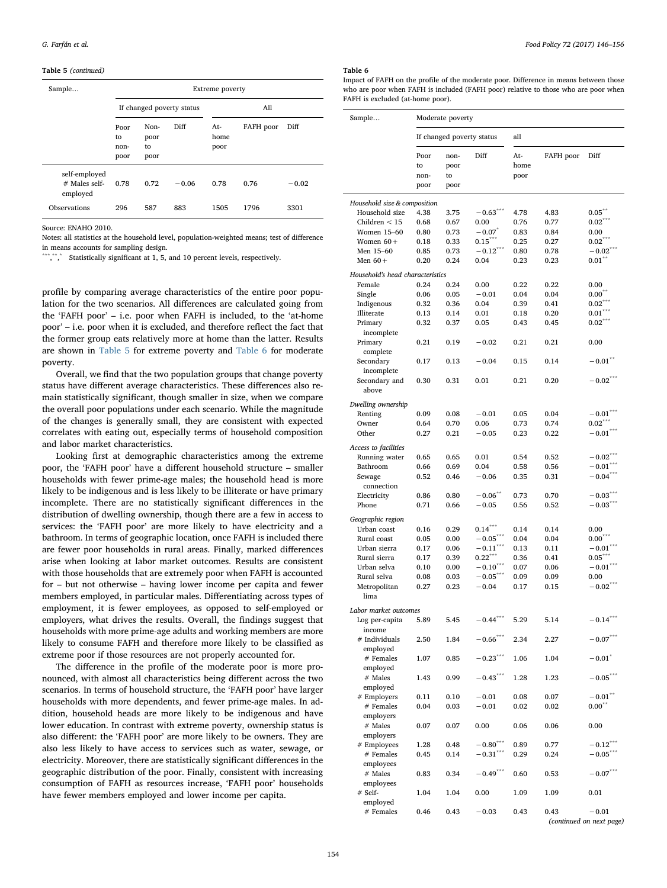**Table 5** *(continued)*

| Sample… | Extreme poverty | | | | | |
|---|---|---|---|---|---|---|
| | If changed poverty status | | | All | | |
| | Poor to non-poor | Non-poor to poor | Diff | At-home poor | FAFH poor | Diff |
| self-employed | | | | | | |
| # Males self-employed | 0.78 | 0.72 | −0.06 | 0.78 | 0.76 | −0.02 |
| Observations | 296 | 587 | 883 | 1505 | 1796 | 3301 |

Source: ENAHO 2010.
Notes: all statistics at the household level, population-weighted means; test of difference in means accounts for sampling design.
***,**,* Statistically significant at 1, 5, and 10 percent levels, respectively.

profile by comparing average characteristics of the entire poor population for the two scenarios. All differences are calculated going from the 'FAFH poor' – i.e. poor when FAFH is included, to the 'at-home poor' – i.e. poor when it is excluded, and therefore reflect the fact that the former group eats relatively more at home than the latter. Results are shown in Table 5 for extreme poverty and Table 6 for moderate poverty.

Overall, we find that the two population groups that change poverty status have different average characteristics. These differences also remain statistically significant, though smaller in size, when we compare the overall poor populations under each scenario. While the magnitude of the changes is generally small, they are consistent with expected correlates with eating out, especially terms of household composition and labor market characteristics.

Looking first at demographic characteristics among the extreme poor, the 'FAFH poor' have a different household structure – smaller households with fewer prime-age males; the household head is more likely to be indigenous and is less likely to be illiterate or have primary incomplete. There are no statistically significant differences in the distribution of dwelling ownership, though there are a few in access to services: the 'FAFH poor' are more likely to have electricity and a bathroom. In terms of geographic location, once FAFH is included there are fewer poor households in rural areas. Finally, marked differences arise when looking at labor market outcomes. Results are consistent with those households that are extremely poor when FAFH is accounted for – but not otherwise – having lower income per capita and fewer members employed, in particular males. Differentiating across types of employment, it is fewer employees, as opposed to self-employed or employers, what drives the results. Overall, the findings suggest that households with more prime-age adults and working members are more likely to consume FAFH and therefore more likely to be classified as extreme poor if those resources are not properly accounted for.

The difference in the profile of the moderate poor is more pronounced, with almost all characteristics being different across the two scenarios. In terms of household structure, the 'FAFH poor' have larger households with more dependents, and fewer prime-age males. In addition, household heads are more likely to be indigenous and have lower education. In contrast with extreme poverty, ownership status is also different: the 'FAFH poor' are more likely to be owners. They are also less likely to have access to services such as water, sewage, or electricity. Moreover, there are statistically significant differences in the geographic distribution of the poor. Finally, consistent with increasing consumption of FAFH as resources increase, 'FAFH poor' households have fewer members employed and lower income per capita.

**Table 6**
Impact of FAFH on the profile of the moderate poor. Difference in means between those who are poor when FAFH is included (FAFH poor) relative to those who are poor when FAFH is excluded (at-home poor).

| Sample… | Moderate poverty | | | | | |
|---|---|---|---|---|---|---|
| | If changed poverty status | | | all | | |
| | Poor to non-poor | non-poor to poor | Diff | At-home poor | FAFH poor | Diff |
| *Household size & composition* | | | | | | |
| Household size | 4.38 | 3.75 | −0.63*** | 4.78 | 4.83 | 0.05** |
| Children < 15 | 0.68 | 0.67 | 0.00 | 0.76 | 0.77 | 0.02*** |
| Women 15–60 | 0.80 | 0.73 | −0.07* | 0.83 | 0.84 | 0.00 |
| Women 60+ | 0.18 | 0.33 | 0.15*** | 0.25 | 0.27 | 0.02*** |
| Men 15–60 | 0.85 | 0.73 | −0.12*** | 0.80 | 0.78 | −0.02*** |
| Men 60+ | 0.20 | 0.24 | 0.04 | 0.23 | 0.23 | 0.01** |
| *Household's head characteristics* | | | | | | |
| Female | 0.24 | 0.24 | 0.00 | 0.22 | 0.22 | 0.00 |
| Single | 0.06 | 0.05 | −0.01 | 0.04 | 0.04 | 0.00** |
| Indigenous | 0.32 | 0.36 | 0.04 | 0.39 | 0.41 | 0.02*** |
| Illiterate | 0.13 | 0.14 | 0.01 | 0.18 | 0.20 | 0.01*** |
| Primary incomplete | 0.32 | 0.37 | 0.05 | 0.43 | 0.45 | 0.02*** |
| Primary complete | 0.21 | 0.19 | −0.02 | 0.21 | 0.21 | 0.00 |
| Secondary incomplete | 0.17 | 0.13 | −0.04 | 0.15 | 0.14 | −0.01** |
| Secondary and above | 0.30 | 0.31 | 0.01 | 0.21 | 0.20 | −0.02*** |
| *Dwelling ownership* | | | | | | |
| Renting | 0.09 | 0.08 | −0.01 | 0.05 | 0.04 | −0.01*** |
| Owner | 0.64 | 0.70 | 0.06 | 0.73 | 0.74 | 0.02*** |
| Other | 0.27 | 0.21 | −0.05 | 0.23 | 0.22 | −0.01*** |
| *Access to facilities* | | | | | | |
| Running water | 0.65 | 0.65 | 0.01 | 0.54 | 0.52 | −0.02*** |
| Bathroom | 0.66 | 0.69 | 0.04 | 0.58 | 0.56 | −0.01*** |
| Sewage connection | 0.52 | 0.46 | −0.06 | 0.35 | 0.31 | −0.04*** |
| Electricity | 0.86 | 0.80 | −0.06** | 0.73 | 0.70 | −0.03*** |
| Phone | 0.71 | 0.66 | −0.05 | 0.56 | 0.52 | −0.03*** |
| *Geographic region* | | | | | | |
| Urban coast | 0.16 | 0.29 | 0.14*** | 0.14 | 0.14 | 0.00 |
| Rural coast | 0.05 | 0.00 | −0.05*** | 0.04 | 0.04 | 0.00*** |
| Urban sierra | 0.17 | 0.06 | −0.11*** | 0.13 | 0.11 | −0.01*** |
| Rural sierra | 0.17 | 0.39 | 0.22*** | 0.36 | 0.41 | 0.05*** |
| Urban selva | 0.10 | 0.00 | −0.10*** | 0.07 | 0.06 | −0.01*** |
| Rural selva | 0.08 | 0.03 | −0.05*** | 0.09 | 0.09 | 0.00 |
| Metropolitan lima | 0.27 | 0.23 | −0.04 | 0.17 | 0.15 | −0.02*** |
| *Labor market outcomes* | | | | | | |
| Log per-capita income | 5.89 | 5.45 | −0.44*** | 5.29 | 5.14 | −0.14*** |
| # Individuals employed | 2.50 | 1.84 | −0.66*** | 2.34 | 2.27 | −0.07*** |
| # Females employed | 1.07 | 0.85 | −0.23*** | 1.06 | 1.04 | −0.01* |
| # Males employed | 1.43 | 0.99 | −0.43*** | 1.28 | 1.23 | −0.05*** |
| # Employers | 0.11 | 0.10 | −0.01 | 0.08 | 0.07 | −0.01** |
| # Females employers | 0.04 | 0.03 | −0.01 | 0.02 | 0.02 | 0.00** |
| # Males employers | 0.07 | 0.07 | 0.00 | 0.06 | 0.06 | 0.00 |
| # Employees | 1.28 | 0.48 | −0.80*** | 0.89 | 0.77 | −0.12*** |
| # Females employees | 0.45 | 0.14 | −0.31*** | 0.29 | 0.24 | −0.05*** |
| # Males employees | 0.83 | 0.34 | −0.49*** | 0.60 | 0.53 | −0.07*** |
| # Self-employed | 1.04 | 1.04 | 0.00 | 1.09 | 1.09 | 0.01 |
| # Females | 0.46 | 0.43 | −0.03 | 0.43 | 0.43 | −0.01 |

*(continued on next page)*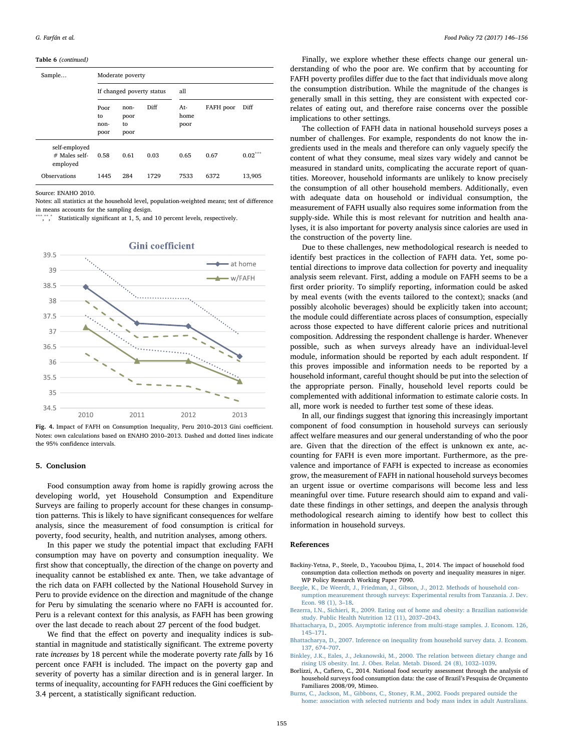**Table 6** *(continued)*

| Sample… | Moderate poverty | | | | | |
|---|---|---|---|---|---|---|
| | If changed poverty status | | | all | | |
| | Poor to non-poor | non-poor to poor | Diff | At-home poor | FAFH poor | Diff |
| self-employed # Males self-employed | 0.58 | 0.61 | 0.03 | 0.65 | 0.67 | 0.02*** |
| Observations | 1445 | 284 | 1729 | 7533 | 6372 | 13,905 |

Source: ENAHO 2010.
Notes: all statistics at the household level, population-weighted means; test of difference in means accounts for the sampling design.
***,**,* Statistically significant at 1, 5, and 10 percent levels, respectively.

**Fig. 4.** Impact of FAFH on Consumption Inequality, Peru 2010–2013 Gini coefficient. Notes: own calculations based on ENAHO 2010–2013. Dashed and dotted lines indicate the 95% confidence intervals.

## 5. Conclusion

Food consumption away from home is rapidly growing across the developing world, yet Household Consumption and Expenditure Surveys are failing to properly account for these changes in consumption patterns. This is likely to have significant consequences for welfare analysis, since the measurement of food consumption is critical for poverty, food security, health, and nutrition analyses, among others.

In this paper we study the potential impact that excluding FAFH consumption may have on poverty and consumption inequality. We first show that conceptually, the direction of the change on poverty and inequality cannot be established ex ante. Then, we take advantage of the rich data on FAFH collected by the National Household Survey in Peru to provide evidence on the direction and magnitude of the change for Peru by simulating the scenario where no FAFH is accounted for. Peru is a relevant context for this analysis, as FAFH has been growing over the last decade to reach about 27 percent of the food budget.

We find that the effect on poverty and inequality indices is substantial in magnitude and statistically significant. The extreme poverty rate *increases* by 18 percent while the moderate poverty rate *falls* by 16 percent once FAFH is included. The impact on the poverty gap and severity of poverty has a similar direction and is in general larger. In terms of inequality, accounting for FAFH reduces the Gini coefficient by 3.4 percent, a statistically significant reduction.

Finally, we explore whether these effects change our general understanding of who the poor are. We confirm that by accounting for FAFH poverty profiles differ due to the fact that individuals move along the consumption distribution. While the magnitude of the changes is generally small in this setting, they are consistent with expected correlates of eating out, and therefore raise concerns over the possible implications to other settings.

The collection of FAFH data in national household surveys poses a number of challenges. For example, respondents do not know the ingredients used in the meals and therefore can only vaguely specify the content of what they consume, meal sizes vary widely and cannot be measured in standard units, complicating the accurate report of quantities. Moreover, household informants are unlikely to know precisely the consumption of all other household members. Additionally, even with adequate data on household or individual consumption, the measurement of FAFH usually also requires some information from the supply-side. While this is most relevant for nutrition and health analyses, it is also important for poverty analysis since calories are used in the construction of the poverty line.

Due to these challenges, new methodological research is needed to identify best practices in the collection of FAFH data. Yet, some potential directions to improve data collection for poverty and inequality analysis seem relevant. First, adding a module on FAFH seems to be a first order priority. To simplify reporting, information could be asked by meal events (with the events tailored to the context); snacks (and possibly alcoholic beverages) should be explicitly taken into account; the module could differentiate across places of consumption, especially across those expected to have different calorie prices and nutritional composition. Addressing the respondent challenge is harder. Whenever possible, such as when surveys already have an individual-level module, information should be reported by each adult respondent. If this proves impossible and information needs to be reported by a household informant, careful thought should be put into the selection of the appropriate person. Finally, household level reports could be complemented with additional information to estimate calorie costs. In all, more work is needed to further test some of these ideas.

In all, our findings suggest that ignoring this increasingly important component of food consumption in household surveys can seriously affect welfare measures and our general understanding of who the poor are. Given that the direction of the effect is unknown ex ante, accounting for FAFH is even more important. Furthermore, as the prevalence and importance of FAFH is expected to increase as economies grow, the measurement of FAFH in national household surveys becomes an urgent issue or overtime comparisons will become less and less meaningful over time. Future research should aim to expand and validate these findings in other settings, and deepen the analysis through methodological research aiming to identify how best to collect this information in household surveys.

## References

Backiny-Yetna, P., Steele, D., Yacoubou Djima, I., 2014. The impact of household food consumption data collection methods on poverty and inequality measures in niger. WP Policy Research Working Paper 7090.

Beegle, K., De Weerdt, J., Friedman, J., Gibson, J., 2012. Methods of household consumption measurement through surveys: Experimental results from Tanzania. J. Dev. Econ. 98 (1), 3–18.

Bezerra, I.N., Sichieri, R., 2009. Eating out of home and obesity: a Brazilian nationwide study. Public Health Nutrition 12 (11), 2037–2043.

Bhattacharya, D., 2005. Asymptotic inference from multi-stage samples. J. Econom. 126, 145–171.

Bhattacharya, D., 2007. Inference on inequality from household survey data. J. Econom. 137, 674–707.

Binkley, J.K., Eales, J., Jekanowski, M., 2000. The relation between dietary change and rising US obesity. Int. J. Obes. Relat. Metab. Disord. 24 (8), 1032–1039.

Borlizzi, A., Cafiero, C., 2014. National food security assessment through the analysis of household surveys food consumption data: the case of Brazil's Pesquisa de Orçamento Familiares 2008/09, Mimeo.

Burns, C., Jackson, M., Gibbons, C., Stoney, R.M., 2002. Foods prepared outside the home: association with selected nutrients and body mass index in adult Australians.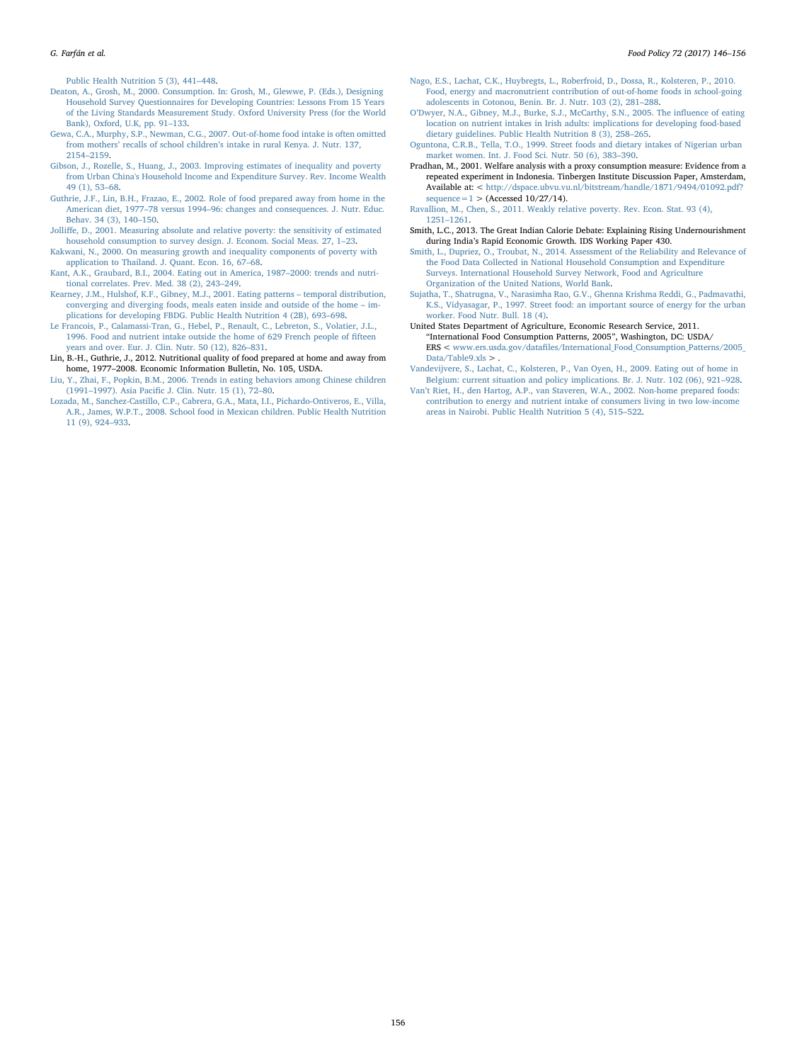Public Health Nutrition 5 (3), 441–448.

Deaton, A., Grosh, M., 2000. Consumption. In: Grosh, M., Glewwe, P. (Eds.), Designing Household Survey Questionnaires for Developing Countries: Lessons From 15 Years of the Living Standards Measurement Study. Oxford University Press (for the World Bank), Oxford, U.K, pp. 91–133.

Gewa, C.A., Murphy, S.P., Newman, C.G., 2007. Out-of-home food intake is often omitted from mothers' recalls of school children's intake in rural Kenya. J. Nutr. 137, 2154–2159.

Gibson, J., Rozelle, S., Huang, J., 2003. Improving estimates of inequality and poverty from Urban China's Household Income and Expenditure Survey. Rev. Income Wealth 49 (1), 53–68.

Guthrie, J.F., Lin, B.H., Frazao, E., 2002. Role of food prepared away from home in the American diet, 1977–78 versus 1994–96: changes and consequences. J. Nutr. Educ. Behav. 34 (3), 140–150.

Jolliffe, D., 2001. Measuring absolute and relative poverty: the sensitivity of estimated household consumption to survey design. J. Econom. Social Meas. 27, 1–23.

Kakwani, N., 2000. On measuring growth and inequality components of poverty with application to Thailand. J. Quant. Econ. 16, 67–68.

Kant, A.K., Graubard, B.I., 2004. Eating out in America, 1987–2000: trends and nutritional correlates. Prev. Med. 38 (2), 243–249.

Kearney, J.M., Hulshof, K.F., Gibney, M.J., 2001. Eating patterns – temporal distribution, converging and diverging foods, meals eaten inside and outside of the home – implications for developing FBDG. Public Health Nutrition 4 (2B), 693–698.

Le Francois, P., Calamassi-Tran, G., Hebel, P., Renault, C., Lebreton, S., Volatier, J.L., 1996. Food and nutrient intake outside the home of 629 French people of fifteen years and over. Eur. J. Clin. Nutr. 50 (12), 826–831.

Lin, B.-H., Guthrie, J., 2012. Nutritional quality of food prepared at home and away from home, 1977–2008. Economic Information Bulletin, No. 105, USDA.

Liu, Y., Zhai, F., Popkin, B.M., 2006. Trends in eating behaviors among Chinese children (1991–1997). Asia Pacific J. Clin. Nutr. 15 (1), 72–80.

Lozada, M., Sanchez-Castillo, C.P., Cabrera, G.A., Mata, I.I., Pichardo-Ontiveros, E., Villa, A.R., James, W.P.T., 2008. School food in Mexican children. Public Health Nutrition 11 (9), 924–933.

Nago, E.S., Lachat, C.K., Huybregts, L., Roberfroid, D., Dossa, R., Kolsteren, P., 2010. Food, energy and macronutrient contribution of out-of-home foods in school-going adolescents in Cotonou, Benin. Br. J. Nutr. 103 (2), 281–288.

O'Dwyer, N.A., Gibney, M.J., Burke, S.J., McCarthy, S.N., 2005. The influence of eating location on nutrient intakes in Irish adults: implications for developing food-based dietary guidelines. Public Health Nutrition 8 (3), 258–265.

Oguntona, C.R.B., Tella, T.O., 1999. Street foods and dietary intakes of Nigerian urban market women. Int. J. Food Sci. Nutr. 50 (6), 383–390.

Pradhan, M., 2001. Welfare analysis with a proxy consumption measure: Evidence from a repeated experiment in Indonesia. Tinbergen Institute Discussion Paper, Amsterdam, Available at: < http://dspace.ubvu.vu.nl/bitstream/handle/1871/9494/01092.pdf?sequence=1 > (Accessed 10/27/14).

Ravallion, M., Chen, S., 2011. Weakly relative poverty. Rev. Econ. Stat. 93 (4), 1251–1261.

Smith, L.C., 2013. The Great Indian Calorie Debate: Explaining Rising Undernourishment during India's Rapid Economic Growth. IDS Working Paper 430.

Smith, L., Dupriez, O., Troubat, N., 2014. Assessment of the Reliability and Relevance of the Food Data Collected in National Household Consumption and Expenditure Surveys. International Household Survey Network, Food and Agriculture Organization of the United Nations, World Bank.

Sujatha, T., Shatrugna, V., Narasimha Rao, G.V., Ghenna Krishma Reddi, G., Padmavathi, K.S., Vidyasagar, P., 1997. Street food: an important source of energy for the urban worker. Food Nutr. Bull. 18 (4).

United States Department of Agriculture, Economic Research Service, 2011. "International Food Consumption Patterns, 2005", Washington, DC: USDA/ERS < www.ers.usda.gov/datafiles/International_Food_Consumption_Patterns/2005_Data/Table9.xls > .

Vandevijvere, S., Lachat, C., Kolsteren, P., Van Oyen, H., 2009. Eating out of home in Belgium: current situation and policy implications. Br. J. Nutr. 102 (06), 921–928.

Van't Riet, H., den Hartog, A.P., van Staveren, W.A., 2002. Non-home prepared foods: contribution to energy and nutrient intake of consumers living in two low-income areas in Nairobi. Public Health Nutrition 5 (4), 515–522.